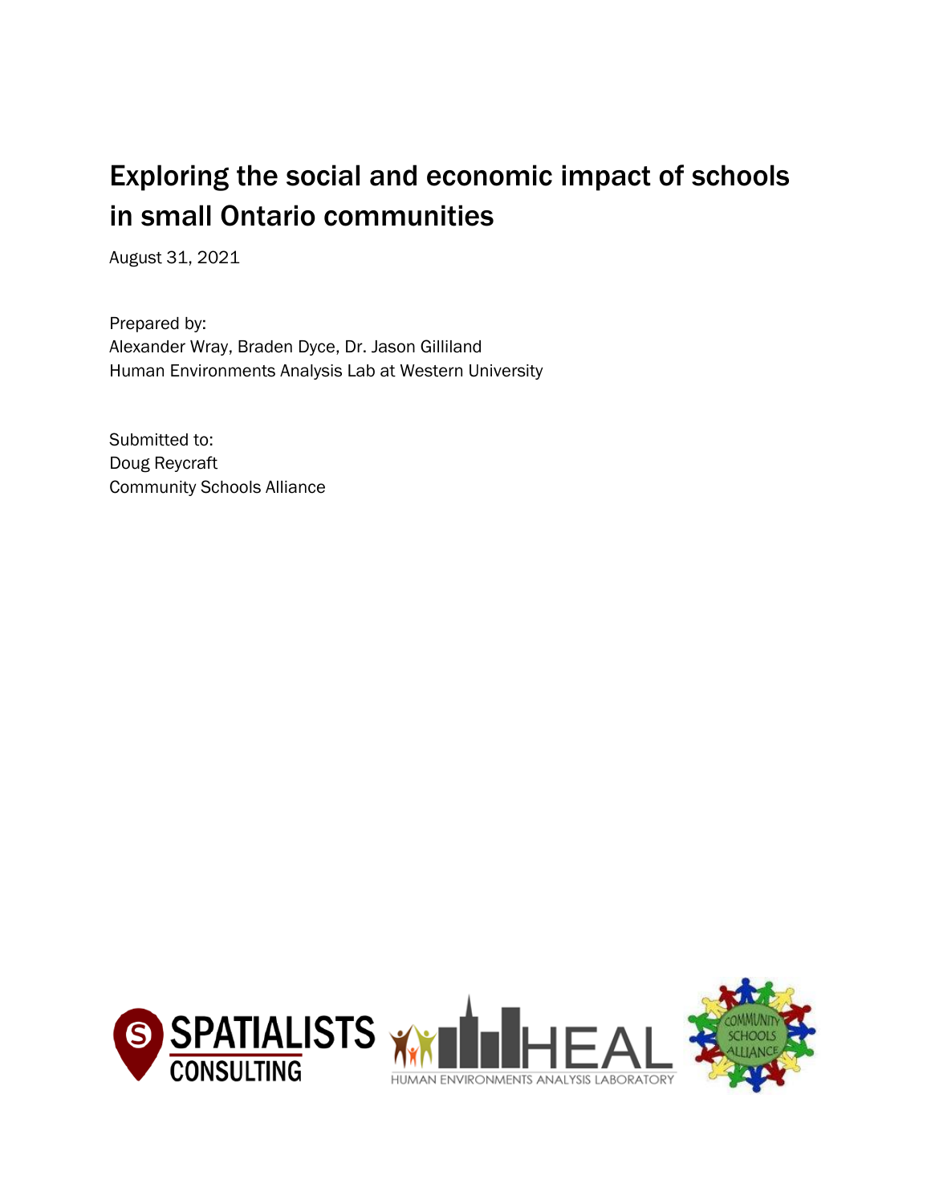# Exploring the social and economic impact of schools in small Ontario communities

August 31, 2021

Prepared by:
Alexander Wray, Braden Dyce, Dr. Jason Gilliland
Human Environments Analysis Lab at Western University

Submitted to:
Doug Reycraft
Community Schools Alliance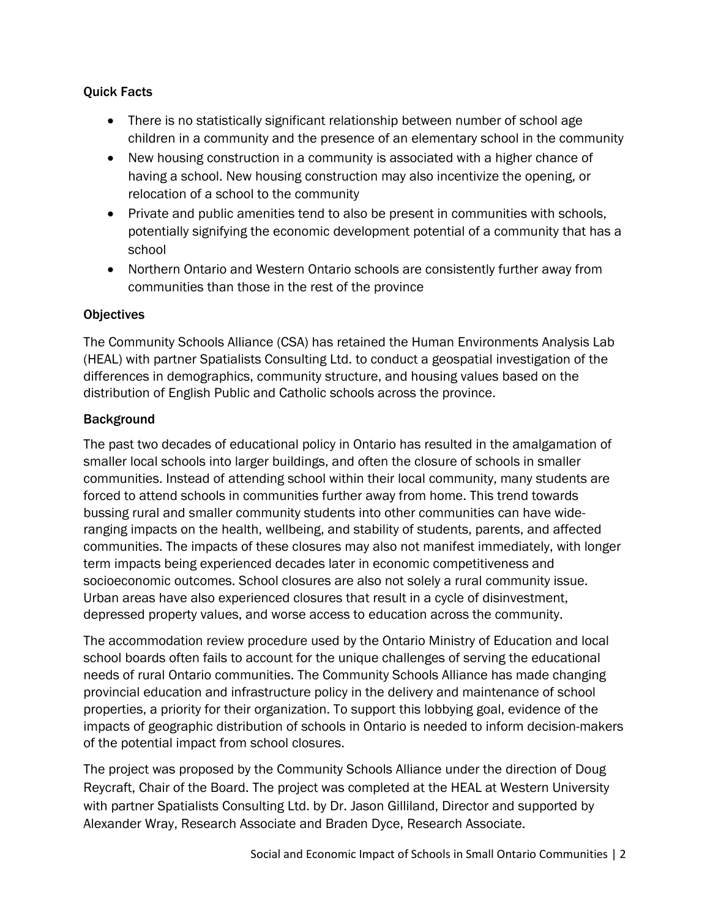### Quick Facts

- There is no statistically significant relationship between number of school age children in a community and the presence of an elementary school in the community
- New housing construction in a community is associated with a higher chance of having a school. New housing construction may also incentivize the opening, or relocation of a school to the community
- Private and public amenities tend to also be present in communities with schools, potentially signifying the economic development potential of a community that has a school
- Northern Ontario and Western Ontario schools are consistently further away from communities than those in the rest of the province

### Objectives

The Community Schools Alliance (CSA) has retained the Human Environments Analysis Lab (HEAL) with partner Spatialists Consulting Ltd. to conduct a geospatial investigation of the differences in demographics, community structure, and housing values based on the distribution of English Public and Catholic schools across the province.

### Background

The past two decades of educational policy in Ontario has resulted in the amalgamation of smaller local schools into larger buildings, and often the closure of schools in smaller communities. Instead of attending school within their local community, many students are forced to attend schools in communities further away from home. This trend towards bussing rural and smaller community students into other communities can have wide-ranging impacts on the health, wellbeing, and stability of students, parents, and affected communities. The impacts of these closures may also not manifest immediately, with longer term impacts being experienced decades later in economic competitiveness and socioeconomic outcomes. School closures are also not solely a rural community issue. Urban areas have also experienced closures that result in a cycle of disinvestment, depressed property values, and worse access to education across the community.

The accommodation review procedure used by the Ontario Ministry of Education and local school boards often fails to account for the unique challenges of serving the educational needs of rural Ontario communities. The Community Schools Alliance has made changing provincial education and infrastructure policy in the delivery and maintenance of school properties, a priority for their organization. To support this lobbying goal, evidence of the impacts of geographic distribution of schools in Ontario is needed to inform decision-makers of the potential impact from school closures.

The project was proposed by the Community Schools Alliance under the direction of Doug Reycraft, Chair of the Board. The project was completed at the HEAL at Western University with partner Spatialists Consulting Ltd. by Dr. Jason Gilliland, Director and supported by Alexander Wray, Research Associate and Braden Dyce, Research Associate.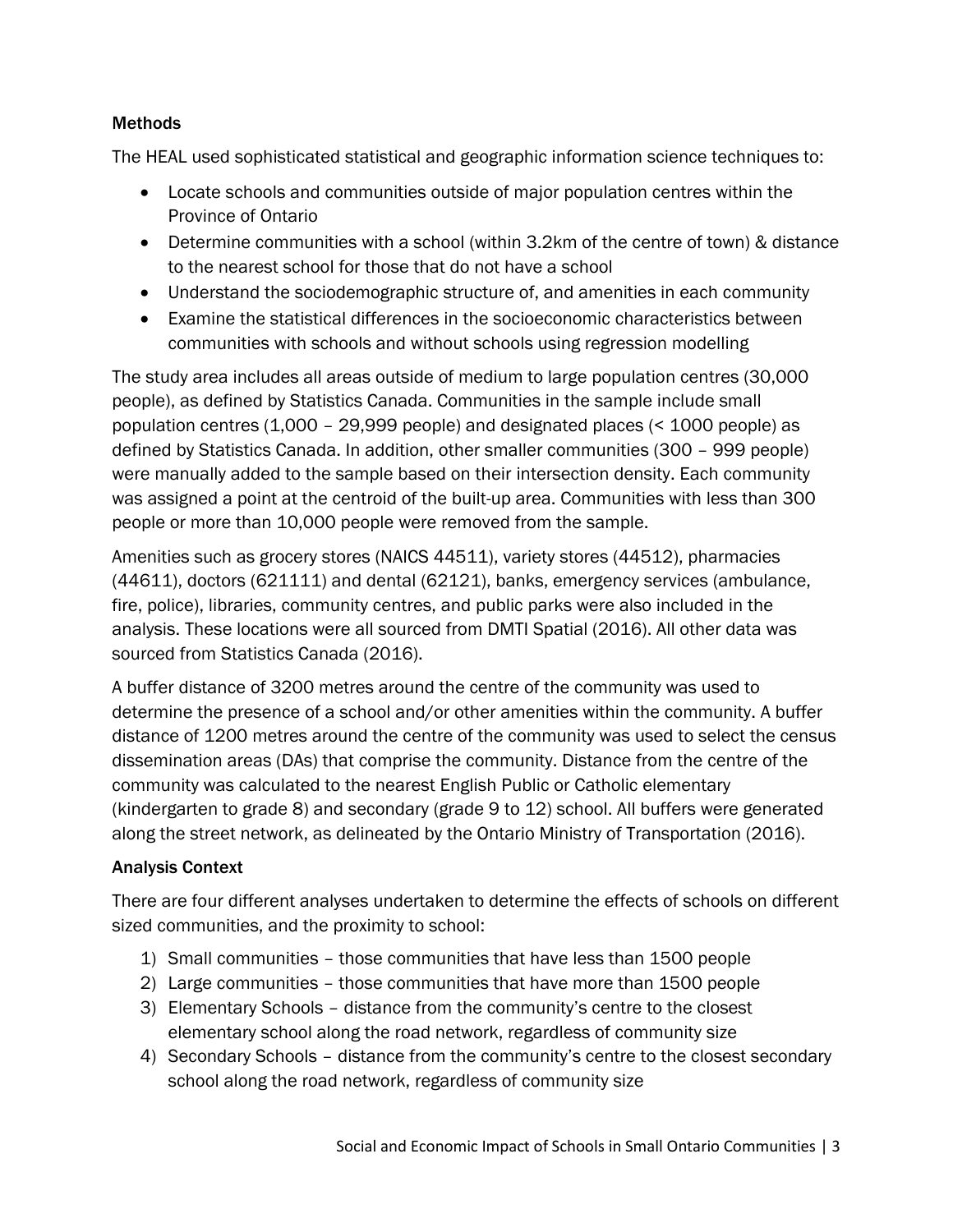### Methods

The HEAL used sophisticated statistical and geographic information science techniques to:

- Locate schools and communities outside of major population centres within the Province of Ontario
- Determine communities with a school (within 3.2km of the centre of town) & distance to the nearest school for those that do not have a school
- Understand the sociodemographic structure of, and amenities in each community
- Examine the statistical differences in the socioeconomic characteristics between communities with schools and without schools using regression modelling

The study area includes all areas outside of medium to large population centres (30,000 people), as defined by Statistics Canada. Communities in the sample include small population centres (1,000 – 29,999 people) and designated places (< 1000 people) as defined by Statistics Canada. In addition, other smaller communities (300 – 999 people) were manually added to the sample based on their intersection density. Each community was assigned a point at the centroid of the built-up area. Communities with less than 300 people or more than 10,000 people were removed from the sample.

Amenities such as grocery stores (NAICS 44511), variety stores (44512), pharmacies (44611), doctors (621111) and dental (62121), banks, emergency services (ambulance, fire, police), libraries, community centres, and public parks were also included in the analysis. These locations were all sourced from DMTI Spatial (2016). All other data was sourced from Statistics Canada (2016).

A buffer distance of 3200 metres around the centre of the community was used to determine the presence of a school and/or other amenities within the community. A buffer distance of 1200 metres around the centre of the community was used to select the census dissemination areas (DAs) that comprise the community. Distance from the centre of the community was calculated to the nearest English Public or Catholic elementary (kindergarten to grade 8) and secondary (grade 9 to 12) school. All buffers were generated along the street network, as delineated by the Ontario Ministry of Transportation (2016).

### Analysis Context

There are four different analyses undertaken to determine the effects of schools on different sized communities, and the proximity to school:

1) Small communities – those communities that have less than 1500 people
2) Large communities – those communities that have more than 1500 people
3) Elementary Schools – distance from the community's centre to the closest elementary school along the road network, regardless of community size
4) Secondary Schools – distance from the community's centre to the closest secondary school along the road network, regardless of community size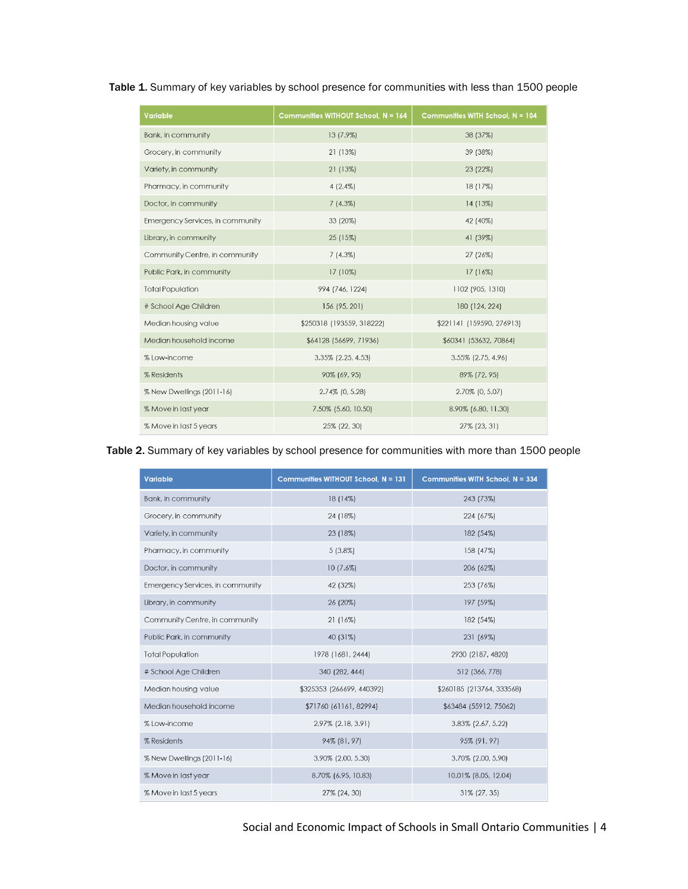**Table 1.** Summary of key variables by school presence for communities with less than 1500 people

| Variable | Communities WITHOUT School, N = 164 | Communities WITH School, N = 104 |
|---|---|---|
| Bank, in community | 13 (7.9%) | 38 (37%) |
| Grocery, in community | 21 (13%) | 39 (38%) |
| Variety, in community | 21 (13%) | 23 (22%) |
| Pharmacy, in community | 4 (2.4%) | 18 (17%) |
| Doctor, in community | 7 (4.3%) | 14 (13%) |
| Emergency Services, in community | 33 (20%) | 42 (40%) |
| Library, in community | 25 (15%) | 41 (39%) |
| Community Centre, in community | 7 (4.3%) | 27 (26%) |
| Public Park, in community | 17 (10%) | 17 (16%) |
| Total Population | 994 (746, 1224) | 1102 (905, 1310) |
| # School Age Children | 156 (95, 201) | 180 (124, 224) |
| Median housing value | $250318 (193559, 318222) | $221141 (159590, 276913) |
| Median household income | $64128 (56699, 71936) | $60341 (53632, 70864) |
| % Low-income | 3.35% (2.25, 4.53) | 3.55% (2.75, 4.96) |
| % Residents | 90% (69, 95) | 89% (72, 95) |
| % New Dwellings (2011-16) | 2.74% (0, 5.28) | 2.70% (0, 5.07) |
| % Move in last year | 7.50% (5.60, 10.50) | 8.90% (6.80, 11.30) |
| % Move in last 5 years | 25% (22, 30) | 27% (23, 31) |

**Table 2.** Summary of key variables by school presence for communities with more than 1500 people

| Variable | Communities WITHOUT School, N = 131 | Communities WITH School, N = 334 |
|---|---|---|
| Bank, in community | 18 (14%) | 243 (73%) |
| Grocery, in community | 24 (18%) | 224 (67%) |
| Variety, in community | 23 (18%) | 182 (54%) |
| Pharmacy, in community | 5 (3.8%) | 158 (47%) |
| Doctor, in community | 10 (7.6%) | 206 (62%) |
| Emergency Services, in community | 42 (32%) | 253 (76%) |
| Library, in community | 26 (20%) | 197 (59%) |
| Community Centre, in community | 21 (16%) | 182 (54%) |
| Public Park, in community | 40 (31%) | 231 (69%) |
| Total Population | 1978 (1681, 2444) | 2930 (2187, 4820) |
| # School Age Children | 340 (282, 444) | 512 (366, 778) |
| Median housing value | $325353 (266699, 440392) | $260185 (213764, 333568) |
| Median household income | $71760 (61161, 82994) | $63484 (55912, 75062) |
| % Low-income | 2.97% (2.18, 3.91) | 3.83% (2.67, 5.22) |
| % Residents | 94% (81, 97) | 95% (91, 97) |
| % New Dwellings (2011-16) | 3.90% (2.00, 5.30) | 3.70% (2.00, 5.90) |
| % Move in last year | 8.70% (6.95, 10.83) | 10.01% (8.05, 12.04) |
| % Move in last 5 years | 27% (24, 30) | 31% (27, 35) |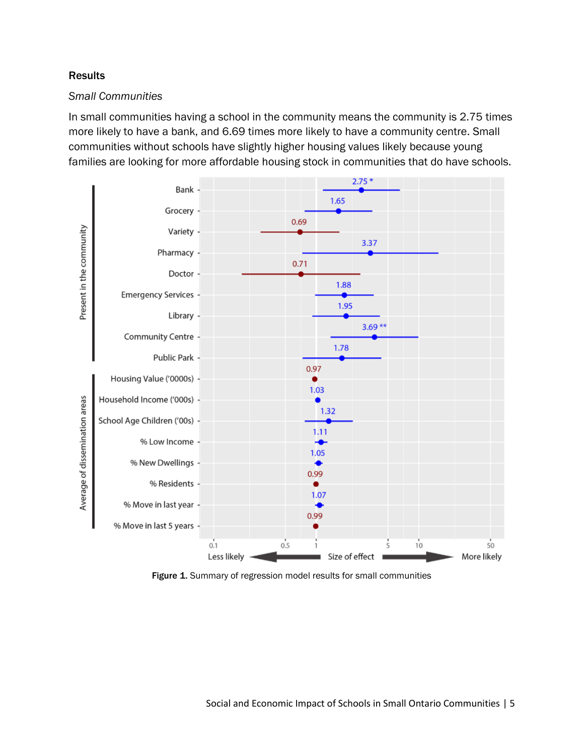## Results

*Small Communities*

In small communities having a school in the community means the community is 2.75 times more likely to have a bank, and 6.69 times more likely to have a community centre. Small communities without schools have slightly higher housing values likely because young families are looking for more affordable housing stock in communities that do have schools.

Present in the community

Bank 2.75 *

Grocery 1.65

Variety 0.69

Pharmacy 3.37

Doctor 0.71

Emergency Services 1.88

Library 1.95

Community Centre 3.69 **

Public Park 1.78

Average of dissemination areas

Housing Value ('0000s) 0.97

Household Income ('000s) 1.03

School Age Children ('00s) 1.32

% Low Income 1.11

% New Dwellings 1.05

% Residents 0.99

% Move in last year 1.07

% Move in last 5 years 0.99

0.1 0.5 1 5 10 50

Less likely — Size of effect — More likely

**Figure 1.** Summary of regression model results for small communities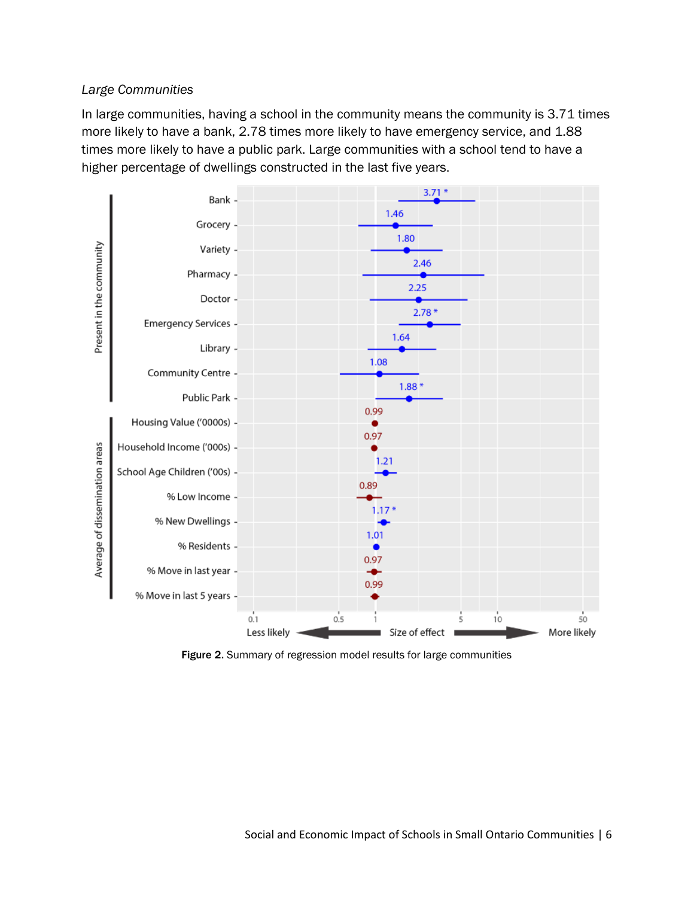*Large Communities*

In large communities, having a school in the community means the community is 3.71 times more likely to have a bank, 2.78 times more likely to have emergency service, and 1.88 times more likely to have a public park. Large communities with a school tend to have a higher percentage of dwellings constructed in the last five years.

Present in the community

Bank 3.71 *
Grocery 1.46
Variety 1.80
Pharmacy 2.46
Doctor 2.25
Emergency Services 2.78 *
Library 1.64
Community Centre 1.08
Public Park 1.88 *

Average of dissemination areas

Housing Value ('0000s) 0.99
Household Income ('000s) 0.97
School Age Children ('00s) 1.21
% Low Income 0.89
% New Dwellings 1.17 *
% Residents 1.01
% Move in last year 0.97
% Move in last 5 years 0.99

0.1 0.5 1 5 10 50

Less likely — Size of effect — More likely

**Figure 2.** Summary of regression model results for large communities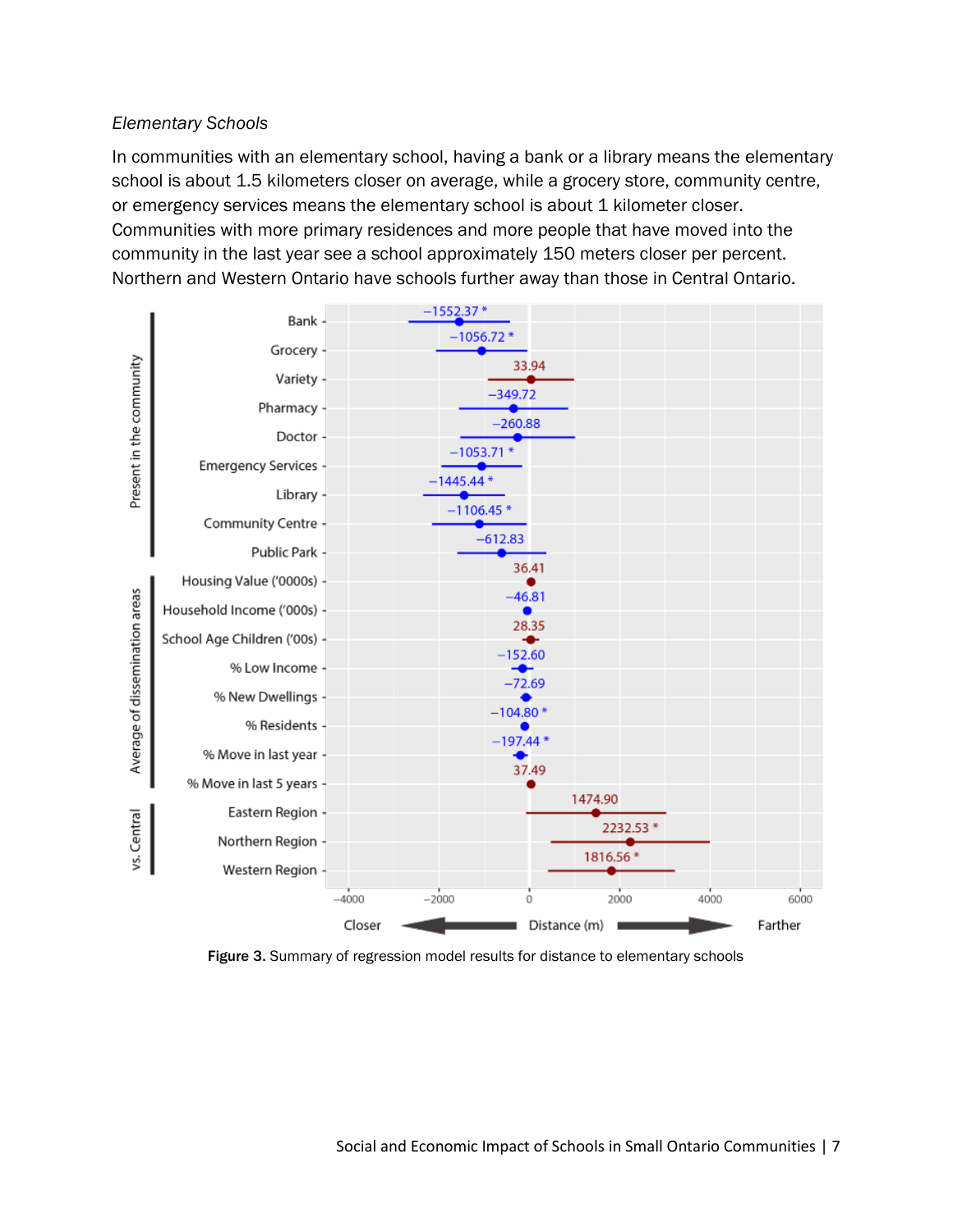*Elementary Schools*

In communities with an elementary school, having a bank or a library means the elementary school is about 1.5 kilometers closer on average, while a grocery store, community centre, or emergency services means the elementary school is about 1 kilometer closer. Communities with more primary residences and more people that have moved into the community in the last year see a school approximately 150 meters closer per percent. Northern and Western Ontario have schools further away than those in Central Ontario.

Present in the community

Bank −1552.37 *

Grocery −1056.72 *

Variety 33.94

Pharmacy −349.72

Doctor −260.88

Emergency Services −1053.71 *

Library −1445.44 *

Community Centre −1106.45 *

Public Park −612.83

Average of dissemination areas

Housing Value ('0000s) 36.41

Household Income ('000s) −46.81

School Age Children ('00s) 28.35

% Low Income −152.60

% New Dwellings −72.69

% Residents −104.80 *

% Move in last year −197.44 *

% Move in last 5 years 37.49

vs. Central

Eastern Region 1474.90

Northern Region 2232.53 *

Western Region 1816.56 *

−4000 −2000 0 2000 4000 6000

Closer Distance (m) Farther

**Figure 3.** Summary of regression model results for distance to elementary schools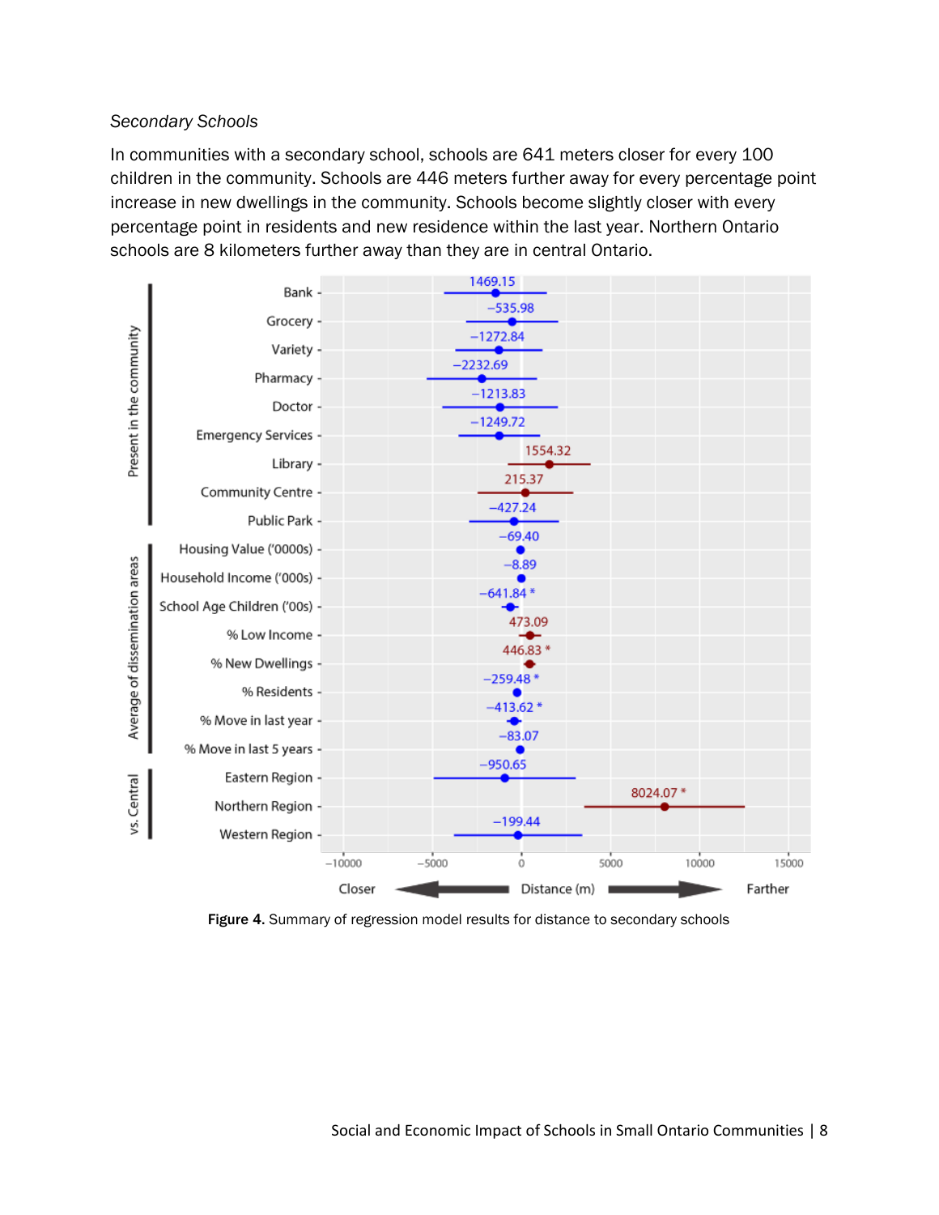*Secondary Schools*

In communities with a secondary school, schools are 641 meters closer for every 100 children in the community. Schools are 446 meters further away for every percentage point increase in new dwellings in the community. Schools become slightly closer with every percentage point in residents and new residence within the last year. Northern Ontario schools are 8 kilometers further away than they are in central Ontario.

Present in the community

Bank 1469.15

Grocery −535.98

Variety −1272.84

Pharmacy −2232.69

Doctor −1213.83

Emergency Services −1249.72

Library 1554.32

Community Centre 215.37

Public Park −427.24

Average of dissemination areas

Housing Value ('0000s) −69.40

Household Income ('000s) −8.89

School Age Children ('00s) −641.84 *

% Low Income 473.09

% New Dwellings 446.83 *

% Residents −259.48 *

% Move in last year −413.62 *

% Move in last 5 years −83.07

vs. Central

Eastern Region −950.65

Northern Region 8024.07 *

Western Region −199.44

−10000 −5000 0 5000 10000 15000

Closer Distance (m) Farther

**Figure 4.** Summary of regression model results for distance to secondary schools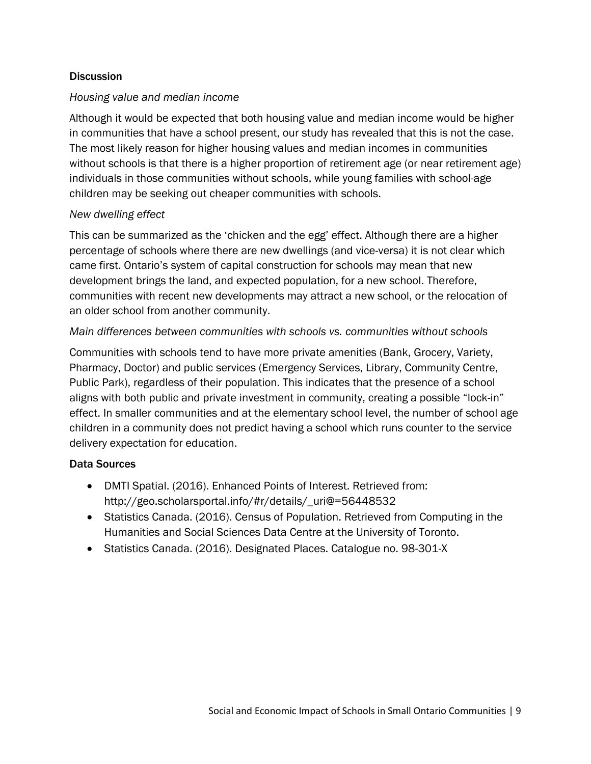## Discussion

*Housing value and median income*

Although it would be expected that both housing value and median income would be higher in communities that have a school present, our study has revealed that this is not the case. The most likely reason for higher housing values and median incomes in communities without schools is that there is a higher proportion of retirement age (or near retirement age) individuals in those communities without schools, while young families with school-age children may be seeking out cheaper communities with schools.

*New dwelling effect*

This can be summarized as the 'chicken and the egg' effect. Although there are a higher percentage of schools where there are new dwellings (and vice-versa) it is not clear which came first. Ontario's system of capital construction for schools may mean that new development brings the land, and expected population, for a new school. Therefore, communities with recent new developments may attract a new school, or the relocation of an older school from another community.

*Main differences between communities with schools vs. communities without schools*

Communities with schools tend to have more private amenities (Bank, Grocery, Variety, Pharmacy, Doctor) and public services (Emergency Services, Library, Community Centre, Public Park), regardless of their population. This indicates that the presence of a school aligns with both public and private investment in community, creating a possible "lock-in" effect. In smaller communities and at the elementary school level, the number of school age children in a community does not predict having a school which runs counter to the service delivery expectation for education.

## Data Sources

- DMTI Spatial. (2016). Enhanced Points of Interest. Retrieved from: http://geo.scholarsportal.info/#r/details/_uri@=56448532
- Statistics Canada. (2016). Census of Population. Retrieved from Computing in the Humanities and Social Sciences Data Centre at the University of Toronto.
- Statistics Canada. (2016). Designated Places. Catalogue no. 98-301-X